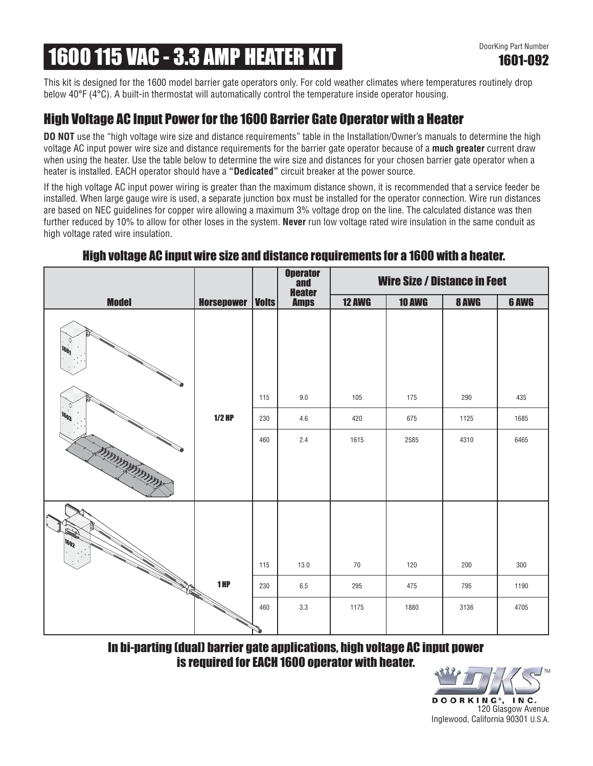# 1600 115 VAC - 3.3 AMP HEATER KIT

DoorKing Part Number
**1601-092**

This kit is designed for the 1600 model barrier gate operators only. For cold weather climates where temperatures routinely drop below 40°F (4°C). A built-in thermostat will automatically control the temperature inside operator housing.

## High Voltage AC Input Power for the 1600 Barrier Gate Operator with a Heater

**DO NOT** use the "high voltage wire size and distance requirements" table in the Installation/Owner's manuals to determine the high voltage AC input power wire size and distance requirements for the barrier gate operator because of a **much greater** current draw when using the heater. Use the table below to determine the wire size and distances for your chosen barrier gate operator when a heater is installed. EACH operator should have a **"Dedicated"** circuit breaker at the power source.

If the high voltage AC input power wiring is greater than the maximum distance shown, it is recommended that a service feeder be installed. When large gauge wire is used, a separate junction box must be installed for the operator connection. Wire run distances are based on NEC guidelines for copper wire allowing a maximum 3% voltage drop on the line. The calculated distance was then further reduced by 10% to allow for other loses in the system. **Never** run low voltage rated wire insulation in the same conduit as high voltage rated wire insulation.

### High voltage AC input wire size and distance requirements for a 1600 with a heater.

| Model | Horsepower | Volts | Operator and Heater Amps | Wire Size / Distance in Feet | | | |
|---|---|---|---|---|---|---|---|
| | | | | 12 AWG | 10 AWG | 8 AWG | 6 AWG |
| 1601, 1603 | 1/2 HP | 115 | 9.0 | 105 | 175 | 290 | 435 |
| | | 230 | 4.6 | 420 | 675 | 1125 | 1685 |
| | | 460 | 2.4 | 1615 | 2585 | 4310 | 6465 |
| 1602 | 1 HP | 115 | 13.0 | 70 | 120 | 200 | 300 |
| | | 230 | 6.5 | 295 | 475 | 795 | 1190 |
| | | 460 | 3.3 | 1175 | 1880 | 3136 | 4705 |

**In bi-parting (dual) barrier gate applications, high voltage AC input power is required for EACH 1600 operator with heater.**

DOORKING®, INC.
120 Glasgow Avenue
Inglewood, California 90301 U.S.A.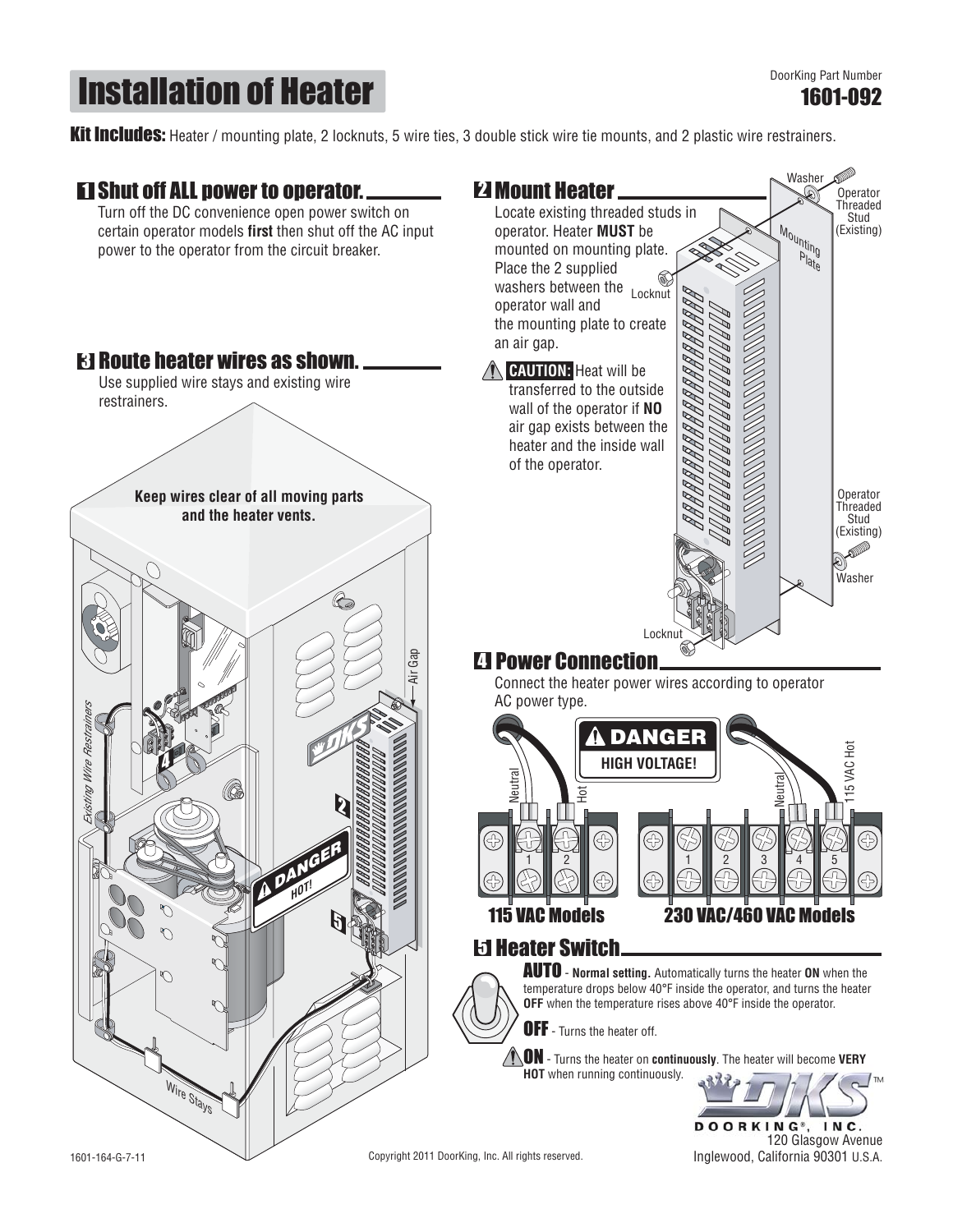# Installation of Heater

DoorKing Part Number
**1601-092**

**Kit Includes:** Heater / mounting plate, 2 locknuts, 5 wire ties, 3 double stick wire tie mounts, and 2 plastic wire restrainers.

## 1 Shut off ALL power to operator.

Turn off the DC convenience open power switch on certain operator models **first** then shut off the AC input power to the operator from the circuit breaker.

## 2 Mount Heater

Locate existing threaded studs in operator. Heater **MUST** be mounted on mounting plate. Place the 2 supplied washers between the operator wall and the mounting plate to create an air gap.

**CAUTION:** Heat will be transferred to the outside wall of the operator if **NO** air gap exists between the heater and the inside wall of the operator.

Washer
Operator Threaded Stud (Existing)
Mounting Plate
Locknut
Operator Threaded Stud (Existing)
Washer
Locknut

## 3 Route heater wires as shown.

Use supplied wire stays and existing wire restrainers.

**Keep wires clear of all moving parts and the heater vents.**

Existing Wire Restrainers
Air Gap
DANGER HOT!
Wire Stays

## 4 Power Connection

Connect the heater power wires according to operator AC power type.

DANGER
HIGH VOLTAGE!

Neutral
Hot
1 2
**115 VAC Models**

Neutral
115 VAC Hot
1 2 3 4 5
**230 VAC/460 VAC Models**

## 5 Heater Switch

**AUTO** - **Normal setting.** Automatically turns the heater **ON** when the temperature drops below 40°F inside the operator, and turns the heater **OFF** when the temperature rises above 40°F inside the operator.

**OFF** - Turns the heater off.

**ON** - Turns the heater on **continuously**. The heater will become **VERY HOT** when running continuously.

DOORKING®, INC.
120 Glasgow Avenue
Inglewood, California 90301 U.S.A.

1601-164-G-7-11

Copyright 2011 DoorKing, Inc. All rights reserved.